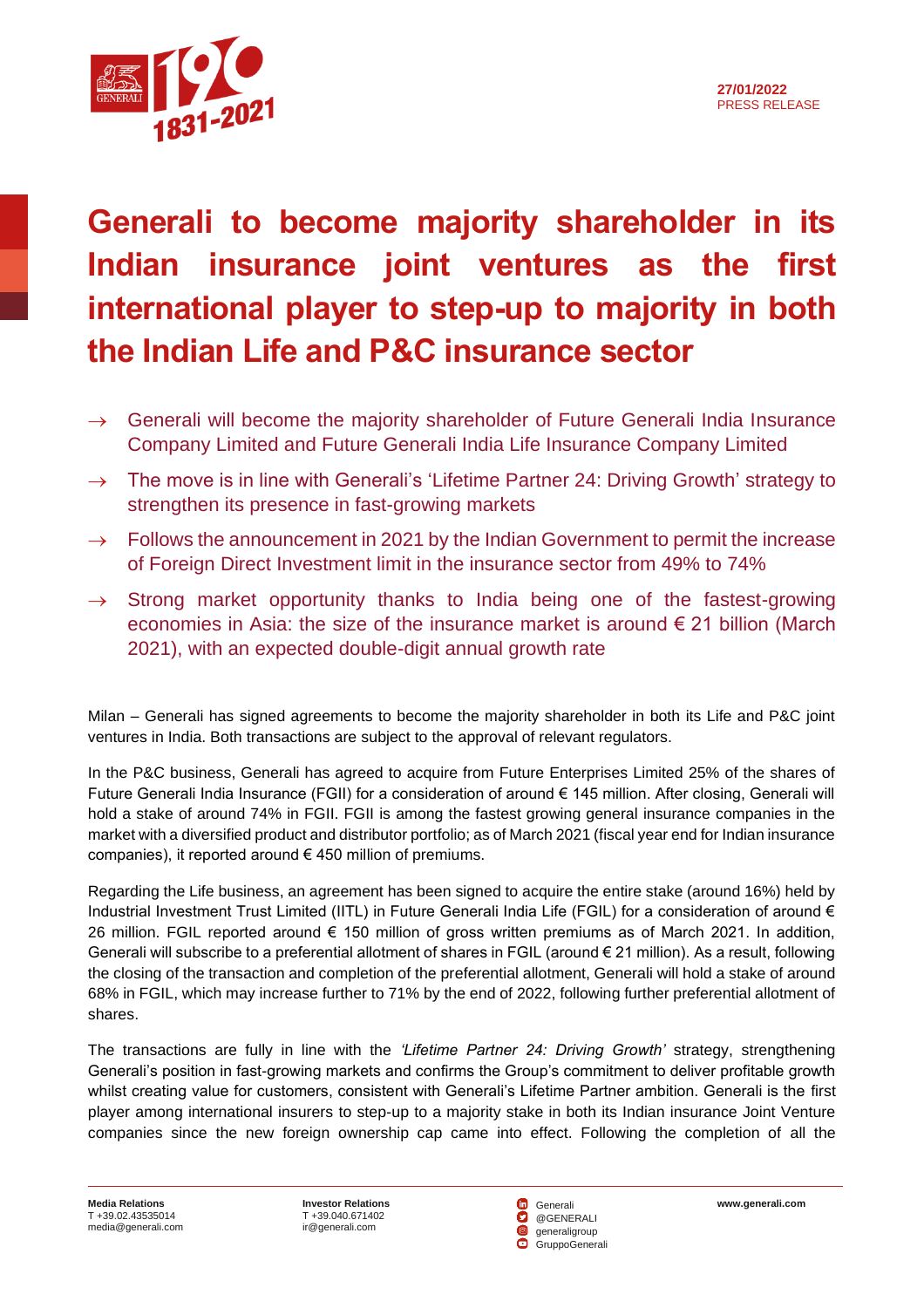27/01/2022
PRESS RELEASE

# Generali to become majority shareholder in its Indian insurance joint ventures as the first international player to step-up to majority in both the Indian Life and P&C insurance sector

- → Generali will become the majority shareholder of Future Generali India Insurance Company Limited and Future Generali India Life Insurance Company Limited
- → The move is in line with Generali's 'Lifetime Partner 24: Driving Growth' strategy to strengthen its presence in fast-growing markets
- → Follows the announcement in 2021 by the Indian Government to permit the increase of Foreign Direct Investment limit in the insurance sector from 49% to 74%
- → Strong market opportunity thanks to India being one of the fastest-growing economies in Asia: the size of the insurance market is around € 21 billion (March 2021), with an expected double-digit annual growth rate

Milan – Generali has signed agreements to become the majority shareholder in both its Life and P&C joint ventures in India. Both transactions are subject to the approval of relevant regulators.

In the P&C business, Generali has agreed to acquire from Future Enterprises Limited 25% of the shares of Future Generali India Insurance (FGII) for a consideration of around € 145 million. After closing, Generali will hold a stake of around 74% in FGII. FGII is among the fastest growing general insurance companies in the market with a diversified product and distributor portfolio; as of March 2021 (fiscal year end for Indian insurance companies), it reported around € 450 million of premiums.

Regarding the Life business, an agreement has been signed to acquire the entire stake (around 16%) held by Industrial Investment Trust Limited (IITL) in Future Generali India Life (FGIL) for a consideration of around € 26 million. FGIL reported around € 150 million of gross written premiums as of March 2021. In addition, Generali will subscribe to a preferential allotment of shares in FGIL (around € 21 million). As a result, following the closing of the transaction and completion of the preferential allotment, Generali will hold a stake of around 68% in FGIL, which may increase further to 71% by the end of 2022, following further preferential allotment of shares.

The transactions are fully in line with the *'Lifetime Partner 24: Driving Growth'* strategy, strengthening Generali's position in fast-growing markets and confirms the Group's commitment to deliver profitable growth whilst creating value for customers, consistent with Generali's Lifetime Partner ambition. Generali is the first player among international insurers to step-up to a majority stake in both its Indian insurance Joint Venture companies since the new foreign ownership cap came into effect. Following the completion of all the

**Media Relations**
T +39.02.43535014
media@generali.com

**Investor Relations**
T +39.040.671402
ir@generali.com

Generali
@GENERALI
generaligroup
GruppoGenerali

**www.generali.com**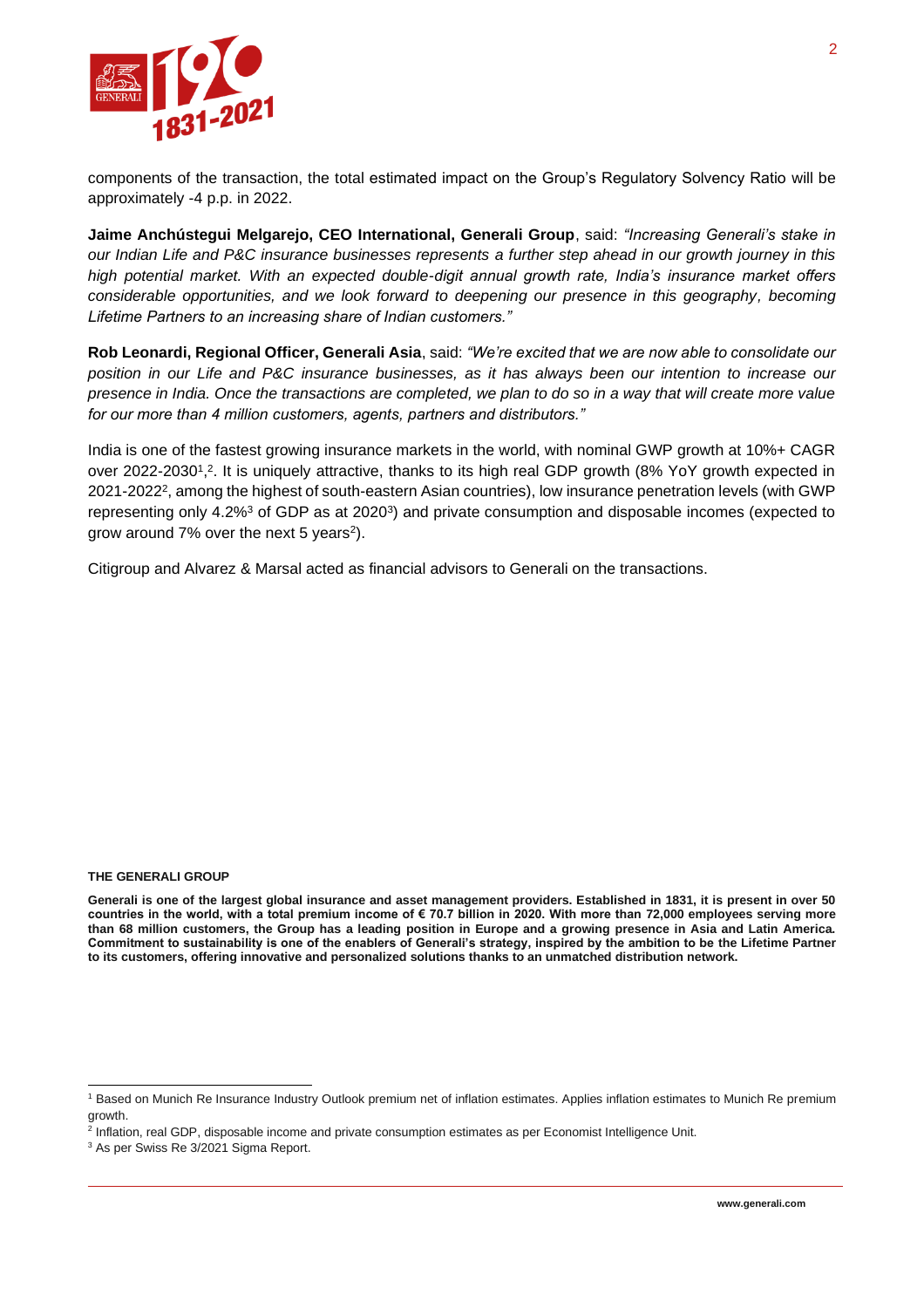components of the transaction, the total estimated impact on the Group's Regulatory Solvency Ratio will be approximately -4 p.p. in 2022.

**Jaime Anchústegui Melgarejo, CEO International, Generali Group**, said: *"Increasing Generali's stake in our Indian Life and P&C insurance businesses represents a further step ahead in our growth journey in this high potential market. With an expected double-digit annual growth rate, India's insurance market offers considerable opportunities, and we look forward to deepening our presence in this geography, becoming Lifetime Partners to an increasing share of Indian customers."*

**Rob Leonardi, Regional Officer, Generali Asia**, said: *"We're excited that we are now able to consolidate our position in our Life and P&C insurance businesses, as it has always been our intention to increase our presence in India. Once the transactions are completed, we plan to do so in a way that will create more value for our more than 4 million customers, agents, partners and distributors."*

India is one of the fastest growing insurance markets in the world, with nominal GWP growth at 10%+ CAGR over 2022-2030[1],[2]. It is uniquely attractive, thanks to its high real GDP growth (8% YoY growth expected in 2021-2022[2], among the highest of south-eastern Asian countries), low insurance penetration levels (with GWP representing only 4.2%[3] of GDP as at 2020[3]) and private consumption and disposable incomes (expected to grow around 7% over the next 5 years[2]).

Citigroup and Alvarez & Marsal acted as financial advisors to Generali on the transactions.

**THE GENERALI GROUP**

**Generali is one of the largest global insurance and asset management providers. Established in 1831, it is present in over 50 countries in the world, with a total premium income of € 70.7 billion in 2020. With more than 72,000 employees serving more than 68 million customers, the Group has a leading position in Europe and a growing presence in Asia and Latin America. Commitment to sustainability is one of the enablers of Generali's strategy, inspired by the ambition to be the Lifetime Partner to its customers, offering innovative and personalized solutions thanks to an unmatched distribution network.**

[1] Based on Munich Re Insurance Industry Outlook premium net of inflation estimates. Applies inflation estimates to Munich Re premium growth.

[2] Inflation, real GDP, disposable income and private consumption estimates as per Economist Intelligence Unit.

[3] As per Swiss Re 3/2021 Sigma Report.